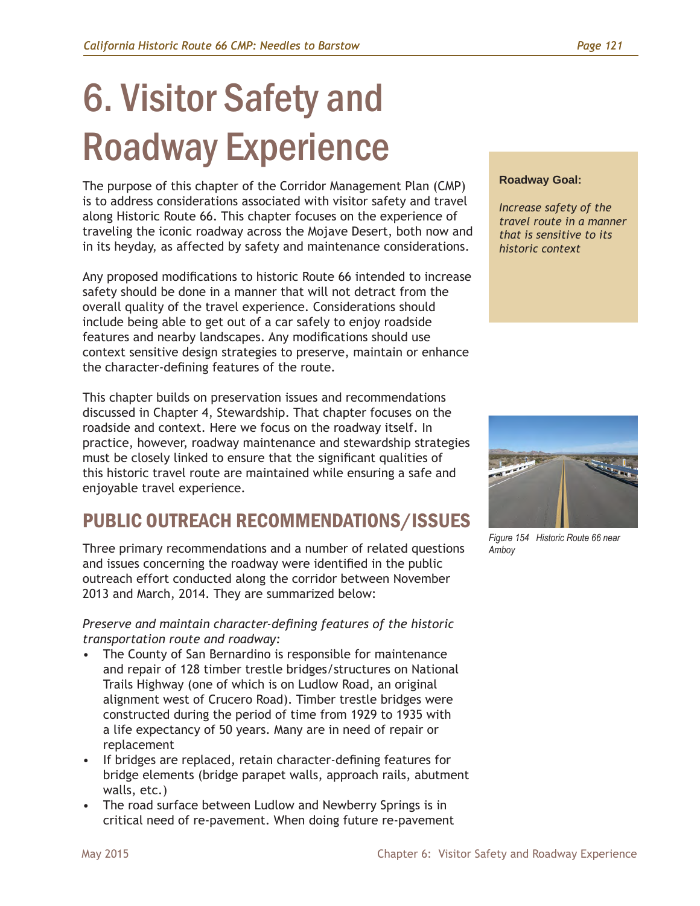# 6. Visitor Safety and Roadway Experience

The purpose of this chapter of the Corridor Management Plan (CMP) is to address considerations associated with visitor safety and travel along Historic Route 66. This chapter focuses on the experience of traveling the iconic roadway across the Mojave Desert, both now and in its heyday, as affected by safety and maintenance considerations.

**Roadway Goal:**

*Increase safety of the travel route in a manner that is sensitive to its historic context*

Any proposed modifications to historic Route 66 intended to increase safety should be done in a manner that will not detract from the overall quality of the travel experience. Considerations should include being able to get out of a car safely to enjoy roadside features and nearby landscapes. Any modifications should use context sensitive design strategies to preserve, maintain or enhance the character-defining features of the route.

This chapter builds on preservation issues and recommendations discussed in Chapter 4, Stewardship. That chapter focuses on the roadside and context. Here we focus on the roadway itself. In practice, however, roadway maintenance and stewardship strategies must be closely linked to ensure that the significant qualities of this historic travel route are maintained while ensuring a safe and enjoyable travel experience.

Figure 154 Historic Route 66 near Amboy

## PUBLIC OUTREACH RECOMMENDATIONS/ISSUES

Three primary recommendations and a number of related questions and issues concerning the roadway were identified in the public outreach effort conducted along the corridor between November 2013 and March, 2014. They are summarized below:

*Preserve and maintain character-defining features of the historic transportation route and roadway:*

- The County of San Bernardino is responsible for maintenance and repair of 128 timber trestle bridges/structures on National Trails Highway (one of which is on Ludlow Road, an original alignment west of Crucero Road). Timber trestle bridges were constructed during the period of time from 1929 to 1935 with a life expectancy of 50 years. Many are in need of repair or replacement
- If bridges are replaced, retain character-defining features for bridge elements (bridge parapet walls, approach rails, abutment walls, etc.)
- The road surface between Ludlow and Newberry Springs is in critical need of re-pavement. When doing future re-pavement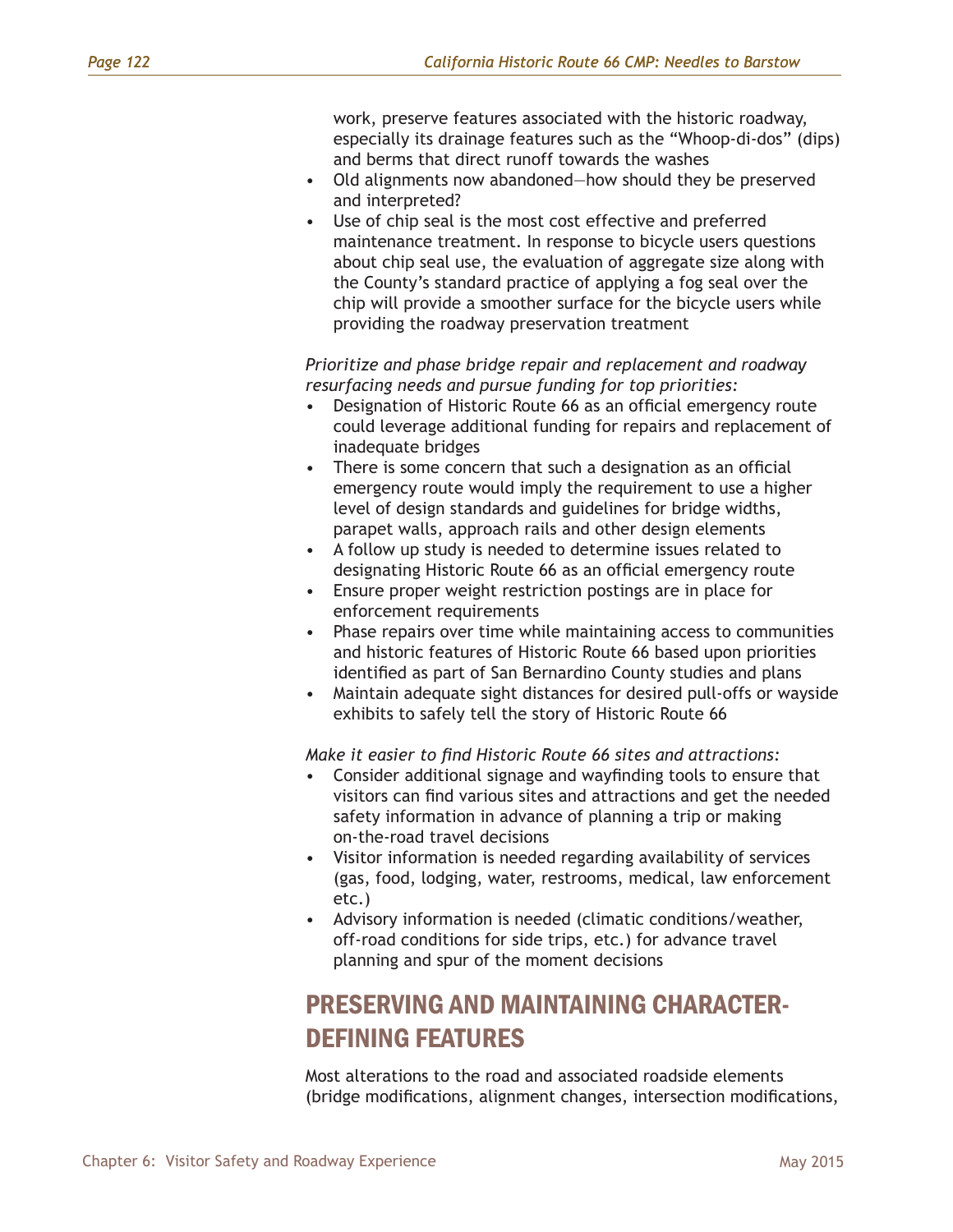work, preserve features associated with the historic roadway, especially its drainage features such as the "Whoop-di-dos" (dips) and berms that direct runoff towards the washes
- Old alignments now abandoned—how should they be preserved and interpreted?
- Use of chip seal is the most cost effective and preferred maintenance treatment. In response to bicycle users questions about chip seal use, the evaluation of aggregate size along with the County's standard practice of applying a fog seal over the chip will provide a smoother surface for the bicycle users while providing the roadway preservation treatment

*Prioritize and phase bridge repair and replacement and roadway resurfacing needs and pursue funding for top priorities:*

- Designation of Historic Route 66 as an official emergency route could leverage additional funding for repairs and replacement of inadequate bridges
- There is some concern that such a designation as an official emergency route would imply the requirement to use a higher level of design standards and guidelines for bridge widths, parapet walls, approach rails and other design elements
- A follow up study is needed to determine issues related to designating Historic Route 66 as an official emergency route
- Ensure proper weight restriction postings are in place for enforcement requirements
- Phase repairs over time while maintaining access to communities and historic features of Historic Route 66 based upon priorities identified as part of San Bernardino County studies and plans
- Maintain adequate sight distances for desired pull-offs or wayside exhibits to safely tell the story of Historic Route 66

*Make it easier to find Historic Route 66 sites and attractions:*

- Consider additional signage and wayfinding tools to ensure that visitors can find various sites and attractions and get the needed safety information in advance of planning a trip or making on-the-road travel decisions
- Visitor information is needed regarding availability of services (gas, food, lodging, water, restrooms, medical, law enforcement etc.)
- Advisory information is needed (climatic conditions/weather, off-road conditions for side trips, etc.) for advance travel planning and spur of the moment decisions

## PRESERVING AND MAINTAINING CHARACTER-DEFINING FEATURES

Most alterations to the road and associated roadside elements (bridge modifications, alignment changes, intersection modifications,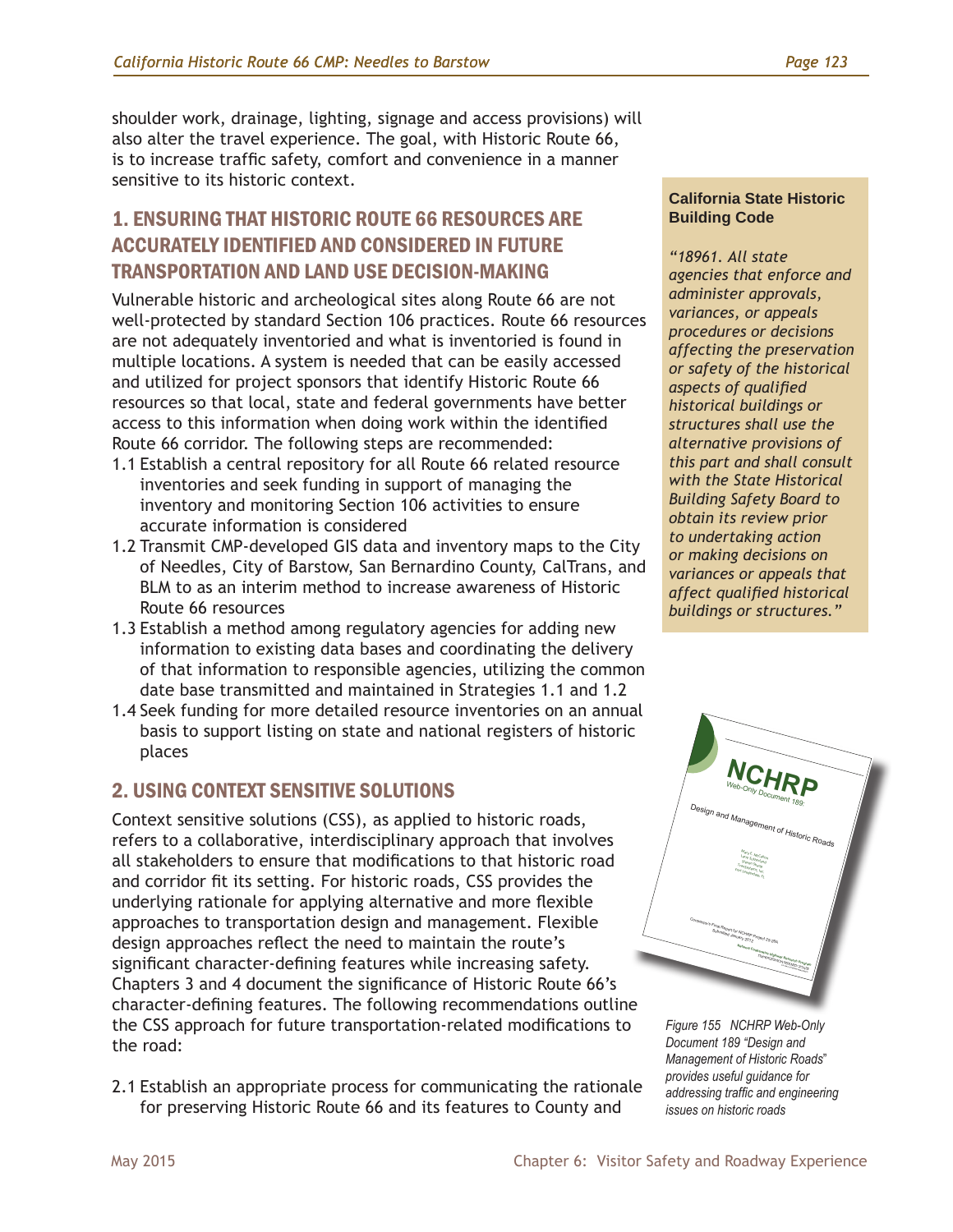shoulder work, drainage, lighting, signage and access provisions) will also alter the travel experience. The goal, with Historic Route 66, is to increase traffic safety, comfort and convenience in a manner sensitive to its historic context.

## 1. ENSURING THAT HISTORIC ROUTE 66 RESOURCES ARE ACCURATELY IDENTIFIED AND CONSIDERED IN FUTURE TRANSPORTATION AND LAND USE DECISION-MAKING

Vulnerable historic and archeological sites along Route 66 are not well-protected by standard Section 106 practices. Route 66 resources are not adequately inventoried and what is inventoried is found in multiple locations. A system is needed that can be easily accessed and utilized for project sponsors that identify Historic Route 66 resources so that local, state and federal governments have better access to this information when doing work within the identified Route 66 corridor. The following steps are recommended:

1.1 Establish a central repository for all Route 66 related resource inventories and seek funding in support of managing the inventory and monitoring Section 106 activities to ensure accurate information is considered

1.2 Transmit CMP-developed GIS data and inventory maps to the City of Needles, City of Barstow, San Bernardino County, CalTrans, and BLM to as an interim method to increase awareness of Historic Route 66 resources

1.3 Establish a method among regulatory agencies for adding new information to existing data bases and coordinating the delivery of that information to responsible agencies, utilizing the common date base transmitted and maintained in Strategies 1.1 and 1.2

1.4 Seek funding for more detailed resource inventories on an annual basis to support listing on state and national registers of historic places

## 2. USING CONTEXT SENSITIVE SOLUTIONS

Context sensitive solutions (CSS), as applied to historic roads, refers to a collaborative, interdisciplinary approach that involves all stakeholders to ensure that modifications to that historic road and corridor fit its setting. For historic roads, CSS provides the underlying rationale for applying alternative and more flexible approaches to transportation design and management. Flexible design approaches reflect the need to maintain the route's significant character-defining features while increasing safety. Chapters 3 and 4 document the significance of Historic Route 66's character-defining features. The following recommendations outline the CSS approach for future transportation-related modifications to the road:

2.1 Establish an appropriate process for communicating the rationale for preserving Historic Route 66 and its features to County and

**California State Historic Building Code**

*"18961. All state agencies that enforce and administer approvals, variances, or appeals procedures or decisions affecting the preservation or safety of the historical aspects of qualified historical buildings or structures shall use the alternative provisions of this part and shall consult with the State Historical Building Safety Board to obtain its review prior to undertaking action or making decisions on variances or appeals that affect qualified historical buildings or structures."*

*Figure 155 NCHRP Web-Only Document 189 "Design and Management of Historic Roads" provides useful guidance for addressing traffic and engineering issues on historic roads*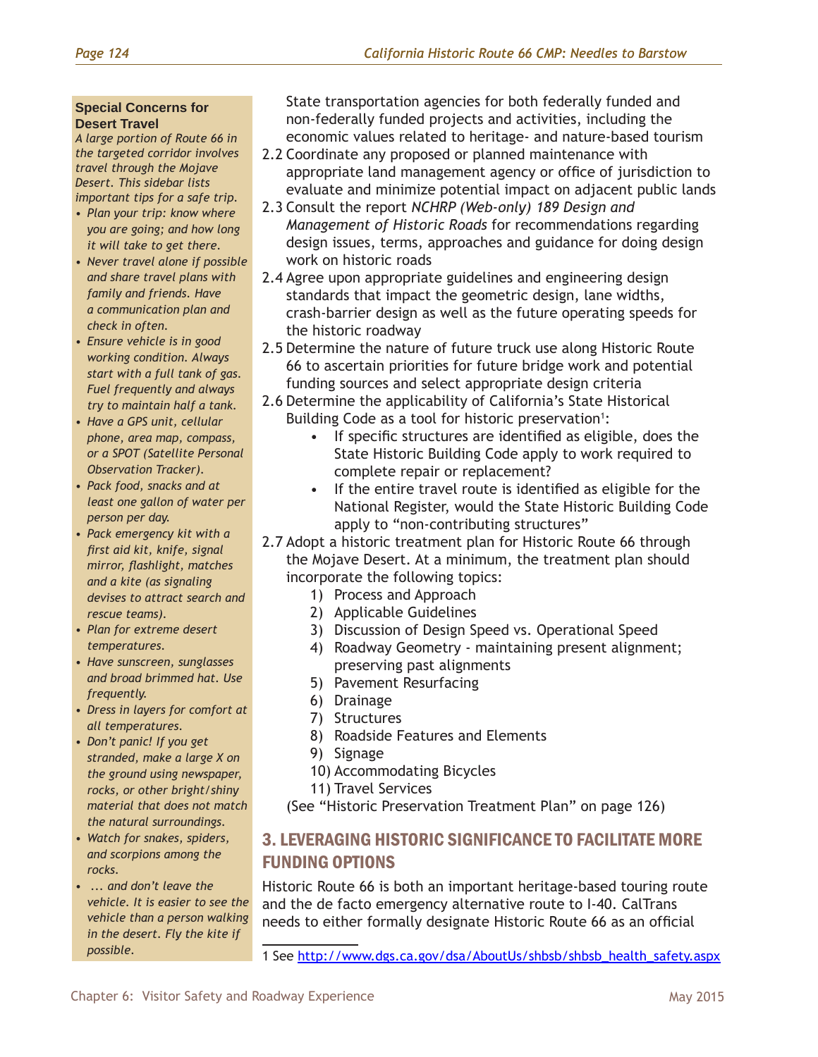State transportation agencies for both federally funded and non-federally funded projects and activities, including the economic values related to heritage- and nature-based tourism

2.2 Coordinate any proposed or planned maintenance with appropriate land management agency or office of jurisdiction to evaluate and minimize potential impact on adjacent public lands

2.3 Consult the report *NCHRP (Web-only) 189 Design and Management of Historic Roads* for recommendations regarding design issues, terms, approaches and guidance for doing design work on historic roads

2.4 Agree upon appropriate guidelines and engineering design standards that impact the geometric design, lane widths, crash-barrier design as well as the future operating speeds for the historic roadway

2.5 Determine the nature of future truck use along Historic Route 66 to ascertain priorities for future bridge work and potential funding sources and select appropriate design criteria

2.6 Determine the applicability of California's State Historical Building Code as a tool for historic preservation[1]:

- If specific structures are identified as eligible, does the State Historic Building Code apply to work required to complete repair or replacement?
- If the entire travel route is identified as eligible for the National Register, would the State Historic Building Code apply to "non-contributing structures"

2.7 Adopt a historic treatment plan for Historic Route 66 through the Mojave Desert. At a minimum, the treatment plan should incorporate the following topics:

1) Process and Approach
2) Applicable Guidelines
3) Discussion of Design Speed vs. Operational Speed
4) Roadway Geometry - maintaining present alignment; preserving past alignments
5) Pavement Resurfacing
6) Drainage
7) Structures
8) Roadside Features and Elements
9) Signage
10) Accommodating Bicycles
11) Travel Services

(See "Historic Preservation Treatment Plan" on page 126)

## 3. LEVERAGING HISTORIC SIGNIFICANCE TO FACILITATE MORE FUNDING OPTIONS

Historic Route 66 is both an important heritage-based touring route and the de facto emergency alternative route to I-40. CalTrans needs to either formally designate Historic Route 66 as an official

> **Special Concerns for Desert Travel**
>
> *A large portion of Route 66 in the targeted corridor involves travel through the Mojave Desert. This sidebar lists important tips for a safe trip.*
>
> - *Plan your trip: know where you are going; and how long it will take to get there.*
> - *Never travel alone if possible and share travel plans with family and friends. Have a communication plan and check in often.*
> - *Ensure vehicle is in good working condition. Always start with a full tank of gas. Fuel frequently and always try to maintain half a tank.*
> - *Have a GPS unit, cellular phone, area map, compass, or a SPOT (Satellite Personal Observation Tracker).*
> - *Pack food, snacks and at least one gallon of water per person per day.*
> - *Pack emergency kit with a first aid kit, knife, signal mirror, flashlight, matches and a kite (as signaling devises to attract search and rescue teams).*
> - *Plan for extreme desert temperatures.*
> - *Have sunscreen, sunglasses and broad brimmed hat. Use frequently.*
> - *Dress in layers for comfort at all temperatures.*
> - *Don't panic! If you get stranded, make a large X on the ground using newspaper, rocks, or other bright/shiny material that does not match the natural surroundings.*
> - *Watch for snakes, spiders, and scorpions among the rocks.*
> - *... and don't leave the vehicle. It is easier to see the vehicle than a person walking in the desert. Fly the kite if possible.*

1 See http://www.dgs.ca.gov/dsa/AboutUs/shbsb/shbsb_health_safety.aspx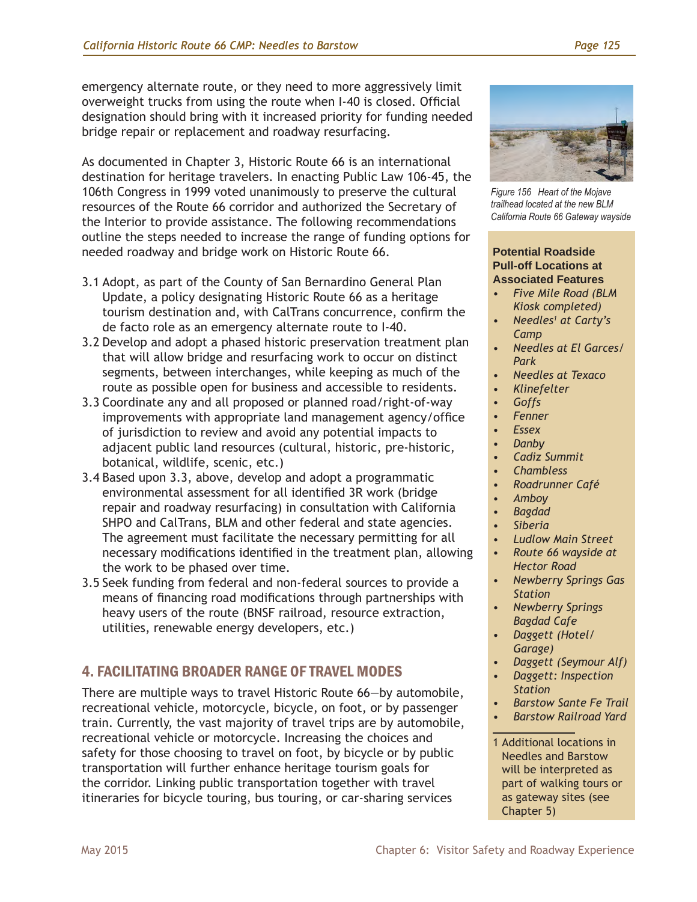emergency alternate route, or they need to more aggressively limit overweight trucks from using the route when I-40 is closed. Official designation should bring with it increased priority for funding needed bridge repair or replacement and roadway resurfacing.

As documented in Chapter 3, Historic Route 66 is an international destination for heritage travelers. In enacting Public Law 106-45, the 106th Congress in 1999 voted unanimously to preserve the cultural resources of the Route 66 corridor and authorized the Secretary of the Interior to provide assistance. The following recommendations outline the steps needed to increase the range of funding options for needed roadway and bridge work on Historic Route 66.

3.1 Adopt, as part of the County of San Bernardino General Plan Update, a policy designating Historic Route 66 as a heritage tourism destination and, with CalTrans concurrence, confirm the de facto role as an emergency alternate route to I-40.

3.2 Develop and adopt a phased historic preservation treatment plan that will allow bridge and resurfacing work to occur on distinct segments, between interchanges, while keeping as much of the route as possible open for business and accessible to residents.

3.3 Coordinate any and all proposed or planned road/right-of-way improvements with appropriate land management agency/office of jurisdiction to review and avoid any potential impacts to adjacent public land resources (cultural, historic, pre-historic, botanical, wildlife, scenic, etc.)

3.4 Based upon 3.3, above, develop and adopt a programmatic environmental assessment for all identified 3R work (bridge repair and roadway resurfacing) in consultation with California SHPO and CalTrans, BLM and other federal and state agencies. The agreement must facilitate the necessary permitting for all necessary modifications identified in the treatment plan, allowing the work to be phased over time.

3.5 Seek funding from federal and non-federal sources to provide a means of financing road modifications through partnerships with heavy users of the route (BNSF railroad, resource extraction, utilities, renewable energy developers, etc.)

## 4. FACILITATING BROADER RANGE OF TRAVEL MODES

There are multiple ways to travel Historic Route 66—by automobile, recreational vehicle, motorcycle, bicycle, on foot, or by passenger train. Currently, the vast majority of travel trips are by automobile, recreational vehicle or motorcycle. Increasing the choices and safety for those choosing to travel on foot, by bicycle or by public transportation will further enhance heritage tourism goals for the corridor. Linking public transportation together with travel itineraries for bicycle touring, bus touring, or car-sharing services

*Figure 156 Heart of the Mojave trailhead located at the new BLM California Route 66 Gateway wayside*

**Potential Roadside Pull-off Locations at Associated Features**

- *Five Mile Road (BLM Kiosk completed)*
- *Needles[1] at Carty's Camp*
- *Needles at El Garces/ Park*
- *Needles at Texaco*
- *Klinefelter*
- *Goffs*
- *Fenner*
- *Essex*
- *Danby*
- *Cadiz Summit*
- *Chambless*
- *Roadrunner Café*
- *Amboy*
- *Bagdad*
- *Siberia*
- *Ludlow Main Street*
- *Route 66 wayside at Hector Road*
- *Newberry Springs Gas Station*
- *Newberry Springs Bagdad Cafe*
- *Daggett (Hotel/ Garage)*
- *Daggett (Seymour Alf)*
- *Daggett: Inspection Station*
- *Barstow Sante Fe Trail*
- *Barstow Railroad Yard*

1 Additional locations in Needles and Barstow will be interpreted as part of walking tours or as gateway sites (see Chapter 5)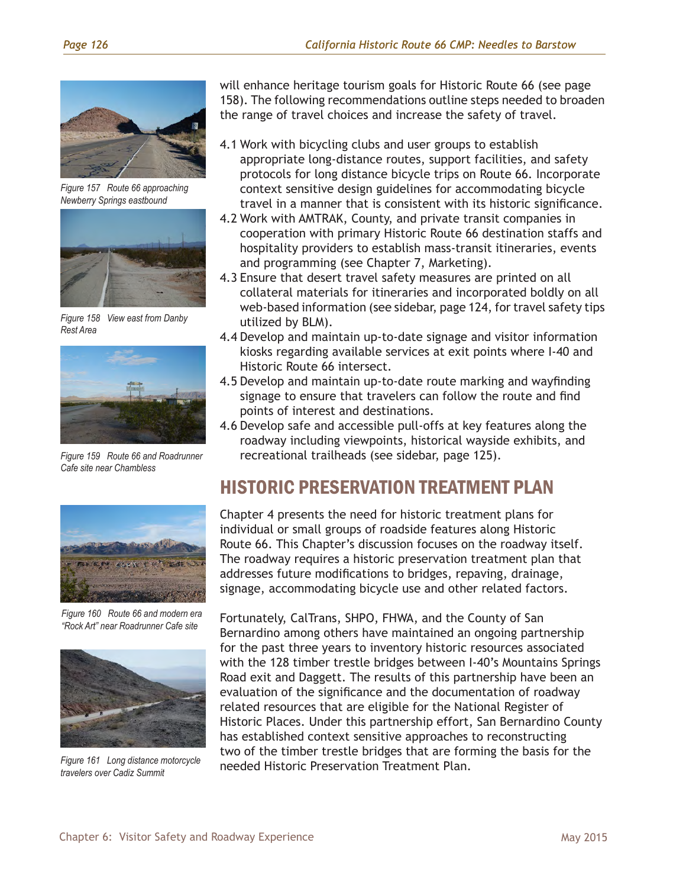will enhance heritage tourism goals for Historic Route 66 (see page 158). The following recommendations outline steps needed to broaden the range of travel choices and increase the safety of travel.

4.1 Work with bicycling clubs and user groups to establish appropriate long-distance routes, support facilities, and safety protocols for long distance bicycle trips on Route 66. Incorporate context sensitive design guidelines for accommodating bicycle travel in a manner that is consistent with its historic significance.

4.2 Work with AMTRAK, County, and private transit companies in cooperation with primary Historic Route 66 destination staffs and hospitality providers to establish mass-transit itineraries, events and programming (see Chapter 7, Marketing).

4.3 Ensure that desert travel safety measures are printed on all collateral materials for itineraries and incorporated boldly on all web-based information (see sidebar, page 124, for travel safety tips utilized by BLM).

4.4 Develop and maintain up-to-date signage and visitor information kiosks regarding available services at exit points where I-40 and Historic Route 66 intersect.

4.5 Develop and maintain up-to-date route marking and wayfinding signage to ensure that travelers can follow the route and find points of interest and destinations.

4.6 Develop safe and accessible pull-offs at key features along the roadway including viewpoints, historical wayside exhibits, and recreational trailheads (see sidebar, page 125).

## HISTORIC PRESERVATION TREATMENT PLAN

Chapter 4 presents the need for historic treatment plans for individual or small groups of roadside features along Historic Route 66. This Chapter's discussion focuses on the roadway itself. The roadway requires a historic preservation treatment plan that addresses future modifications to bridges, repaving, drainage, signage, accommodating bicycle use and other related factors.

Fortunately, CalTrans, SHPO, FHWA, and the County of San Bernardino among others have maintained an ongoing partnership for the past three years to inventory historic resources associated with the 128 timber trestle bridges between I-40's Mountains Springs Road exit and Daggett. The results of this partnership have been an evaluation of the significance and the documentation of roadway related resources that are eligible for the National Register of Historic Places. Under this partnership effort, San Bernardino County has established context sensitive approaches to reconstructing two of the timber trestle bridges that are forming the basis for the needed Historic Preservation Treatment Plan.

*Figure 157 Route 66 approaching Newberry Springs eastbound*

*Figure 158 View east from Danby Rest Area*

*Figure 159 Route 66 and Roadrunner Cafe site near Chambless*

*Figure 160 Route 66 and modern era "Rock Art" near Roadrunner Cafe site*

*Figure 161 Long distance motorcycle travelers over Cadiz Summit*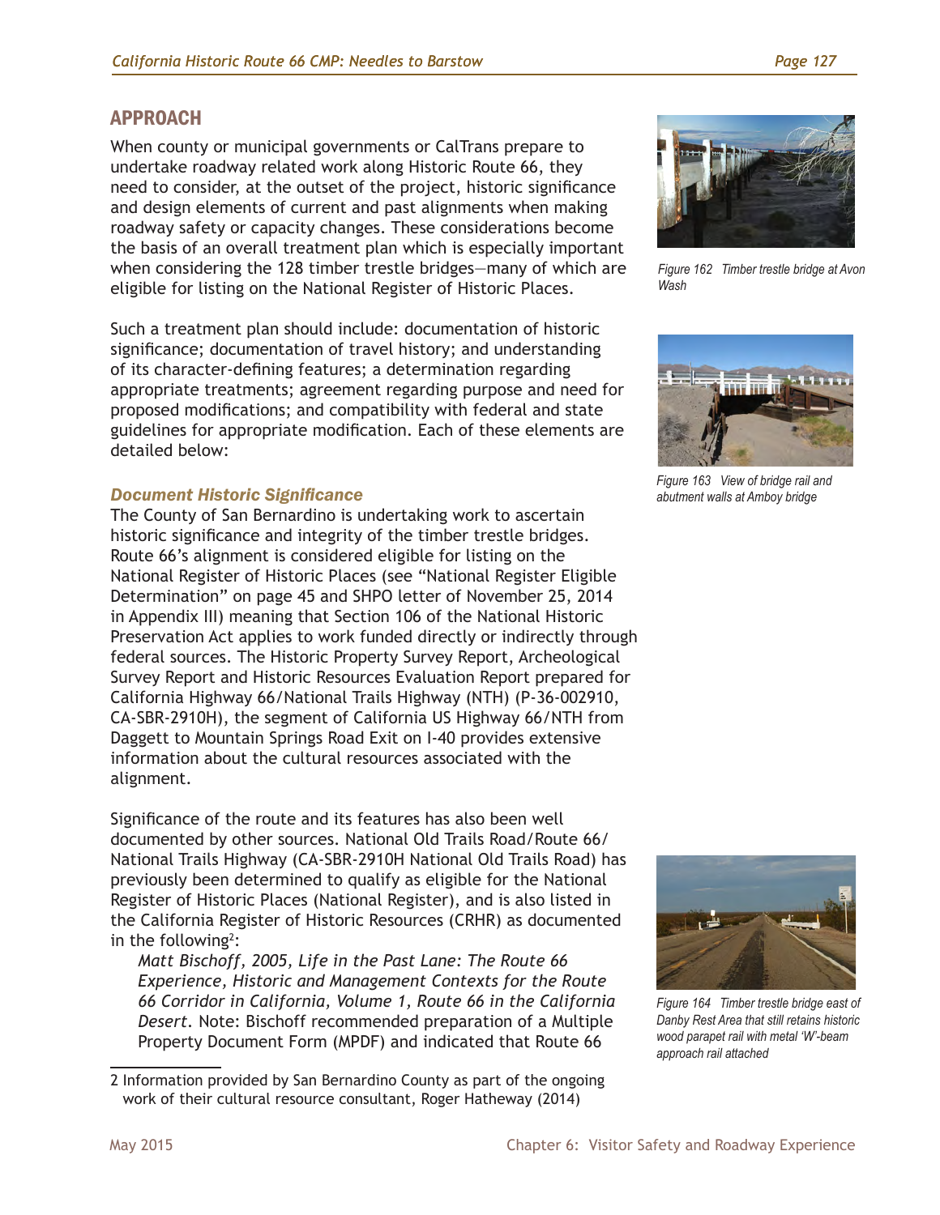## APPROACH

When county or municipal governments or CalTrans prepare to undertake roadway related work along Historic Route 66, they need to consider, at the outset of the project, historic significance and design elements of current and past alignments when making roadway safety or capacity changes. These considerations become the basis of an overall treatment plan which is especially important when considering the 128 timber trestle bridges—many of which are eligible for listing on the National Register of Historic Places.

Such a treatment plan should include: documentation of historic significance; documentation of travel history; and understanding of its character-defining features; a determination regarding appropriate treatments; agreement regarding purpose and need for proposed modifications; and compatibility with federal and state guidelines for appropriate modification. Each of these elements are detailed below:

Figure 162 Timber trestle bridge at Avon Wash

Figure 163 View of bridge rail and abutment walls at Amboy bridge

### *Document Historic Significance*

The County of San Bernardino is undertaking work to ascertain historic significance and integrity of the timber trestle bridges. Route 66's alignment is considered eligible for listing on the National Register of Historic Places (see "National Register Eligible Determination" on page 45 and SHPO letter of November 25, 2014 in Appendix III) meaning that Section 106 of the National Historic Preservation Act applies to work funded directly or indirectly through federal sources. The Historic Property Survey Report, Archeological Survey Report and Historic Resources Evaluation Report prepared for California Highway 66/National Trails Highway (NTH) (P-36-002910, CA-SBR-2910H), the segment of California US Highway 66/NTH from Daggett to Mountain Springs Road Exit on I-40 provides extensive information about the cultural resources associated with the alignment.

Significance of the route and its features has also been well documented by other sources. National Old Trails Road/Route 66/ National Trails Highway (CA-SBR-2910H National Old Trails Road) has previously been determined to qualify as eligible for the National Register of Historic Places (National Register), and is also listed in the California Register of Historic Resources (CRHR) as documented in the following[2]:

> *Matt Bischoff, 2005, Life in the Past Lane: The Route 66 Experience, Historic and Management Contexts for the Route 66 Corridor in California, Volume 1, Route 66 in the California Desert*. Note: Bischoff recommended preparation of a Multiple Property Document Form (MPDF) and indicated that Route 66

Figure 164 Timber trestle bridge east of Danby Rest Area that still retains historic wood parapet rail with metal 'W'-beam approach rail attached

2 Information provided by San Bernardino County as part of the ongoing work of their cultural resource consultant, Roger Hatheway (2014)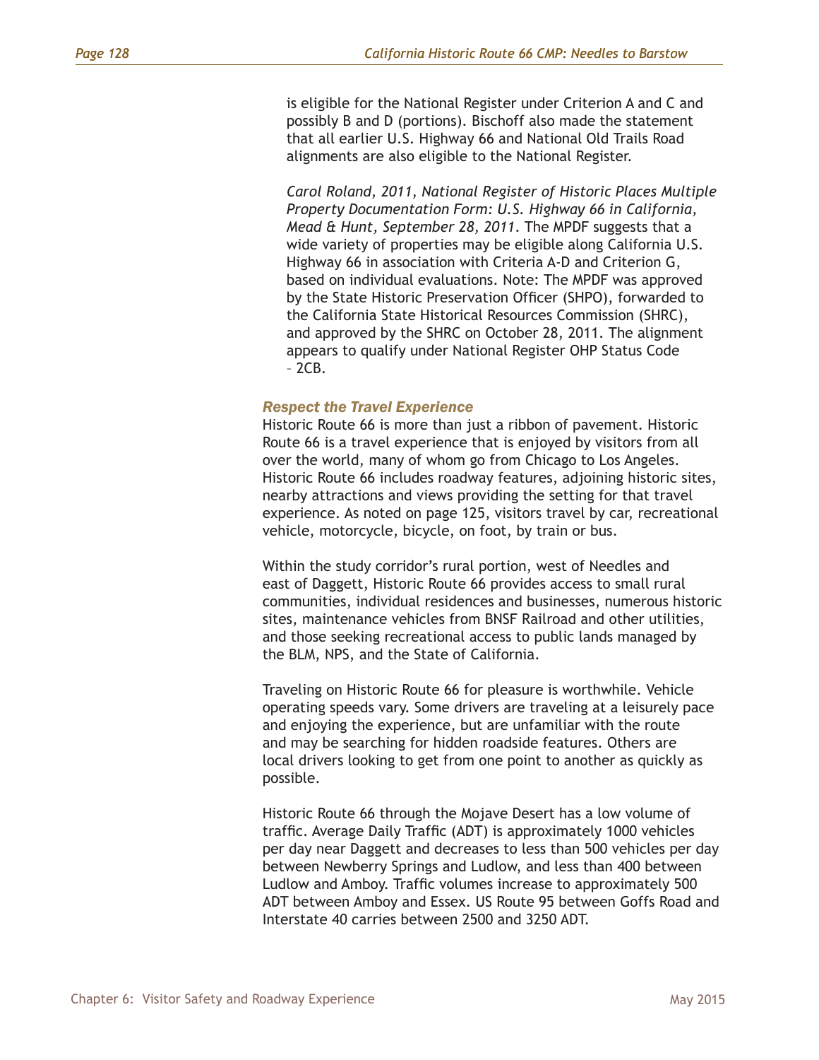is eligible for the National Register under Criterion A and C and possibly B and D (portions). Bischoff also made the statement that all earlier U.S. Highway 66 and National Old Trails Road alignments are also eligible to the National Register.

*Carol Roland, 2011, National Register of Historic Places Multiple Property Documentation Form: U.S. Highway 66 in California, Mead & Hunt, September 28, 2011.* The MPDF suggests that a wide variety of properties may be eligible along California U.S. Highway 66 in association with Criteria A-D and Criterion G, based on individual evaluations. Note: The MPDF was approved by the State Historic Preservation Officer (SHPO), forwarded to the California State Historical Resources Commission (SHRC), and approved by the SHRC on October 28, 2011. The alignment appears to qualify under National Register OHP Status Code – 2CB.

### Respect the Travel Experience

Historic Route 66 is more than just a ribbon of pavement. Historic Route 66 is a travel experience that is enjoyed by visitors from all over the world, many of whom go from Chicago to Los Angeles. Historic Route 66 includes roadway features, adjoining historic sites, nearby attractions and views providing the setting for that travel experience. As noted on page 125, visitors travel by car, recreational vehicle, motorcycle, bicycle, on foot, by train or bus.

Within the study corridor's rural portion, west of Needles and east of Daggett, Historic Route 66 provides access to small rural communities, individual residences and businesses, numerous historic sites, maintenance vehicles from BNSF Railroad and other utilities, and those seeking recreational access to public lands managed by the BLM, NPS, and the State of California.

Traveling on Historic Route 66 for pleasure is worthwhile. Vehicle operating speeds vary. Some drivers are traveling at a leisurely pace and enjoying the experience, but are unfamiliar with the route and may be searching for hidden roadside features. Others are local drivers looking to get from one point to another as quickly as possible.

Historic Route 66 through the Mojave Desert has a low volume of traffic. Average Daily Traffic (ADT) is approximately 1000 vehicles per day near Daggett and decreases to less than 500 vehicles per day between Newberry Springs and Ludlow, and less than 400 between Ludlow and Amboy. Traffic volumes increase to approximately 500 ADT between Amboy and Essex. US Route 95 between Goffs Road and Interstate 40 carries between 2500 and 3250 ADT.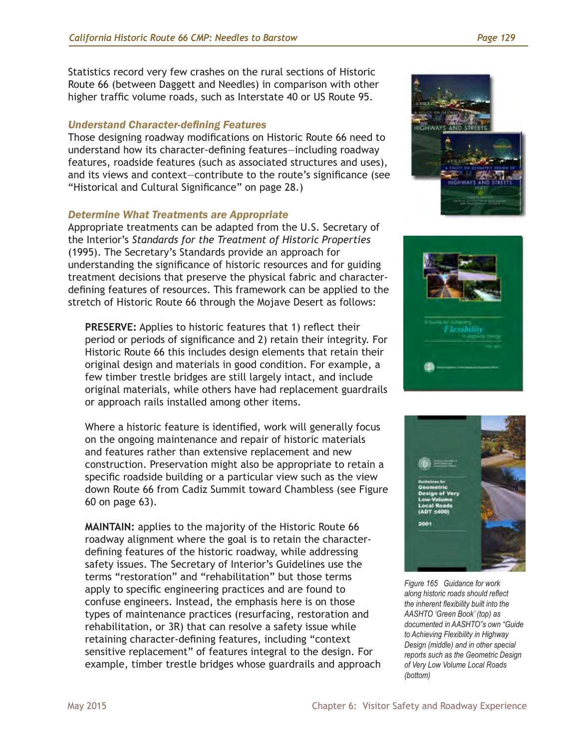Statistics record very few crashes on the rural sections of Historic Route 66 (between Daggett and Needles) in comparison with other higher traffic volume roads, such as Interstate 40 or US Route 95.

### *Understand Character-defining Features*

Those designing roadway modifications on Historic Route 66 need to understand how its character-defining features—including roadway features, roadside features (such as associated structures and uses), and its views and context—contribute to the route's significance (see "Historical and Cultural Significance" on page 28.)

### *Determine What Treatments are Appropriate*

Appropriate treatments can be adapted from the U.S. Secretary of the Interior's *Standards for the Treatment of Historic Properties* (1995). The Secretary's Standards provide an approach for understanding the significance of historic resources and for guiding treatment decisions that preserve the physical fabric and character-defining features of resources. This framework can be applied to the stretch of Historic Route 66 through the Mojave Desert as follows:

**PRESERVE:** Applies to historic features that 1) reflect their period or periods of significance and 2) retain their integrity. For Historic Route 66 this includes design elements that retain their original design and materials in good condition. For example, a few timber trestle bridges are still largely intact, and include original materials, while others have had replacement guardrails or approach rails installed among other items.

Where a historic feature is identified, work will generally focus on the ongoing maintenance and repair of historic materials and features rather than extensive replacement and new construction. Preservation might also be appropriate to retain a specific roadside building or a particular view such as the view down Route 66 from Cadiz Summit toward Chambless (see Figure 60 on page 63).

**MAINTAIN:** applies to the majority of the Historic Route 66 roadway alignment where the goal is to retain the character-defining features of the historic roadway, while addressing safety issues. The Secretary of Interior's Guidelines use the terms "restoration" and "rehabilitation" but those terms apply to specific engineering practices and are found to confuse engineers. Instead, the emphasis here is on those types of maintenance practices (resurfacing, restoration and rehabilitation, or 3R) that can resolve a safety issue while retaining character-defining features, including "context sensitive replacement" of features integral to the design. For example, timber trestle bridges whose guardrails and approach

*Figure 165 Guidance for work along historic roads should reflect the inherent flexibility built into the AASHTO 'Green Book' (top) as documented in AASHTO"s own "Guide to Achieving Flexibility in Highway Design (middle) and in other special reports such as the Geometric Design of Very Low Volume Local Roads (bottom)*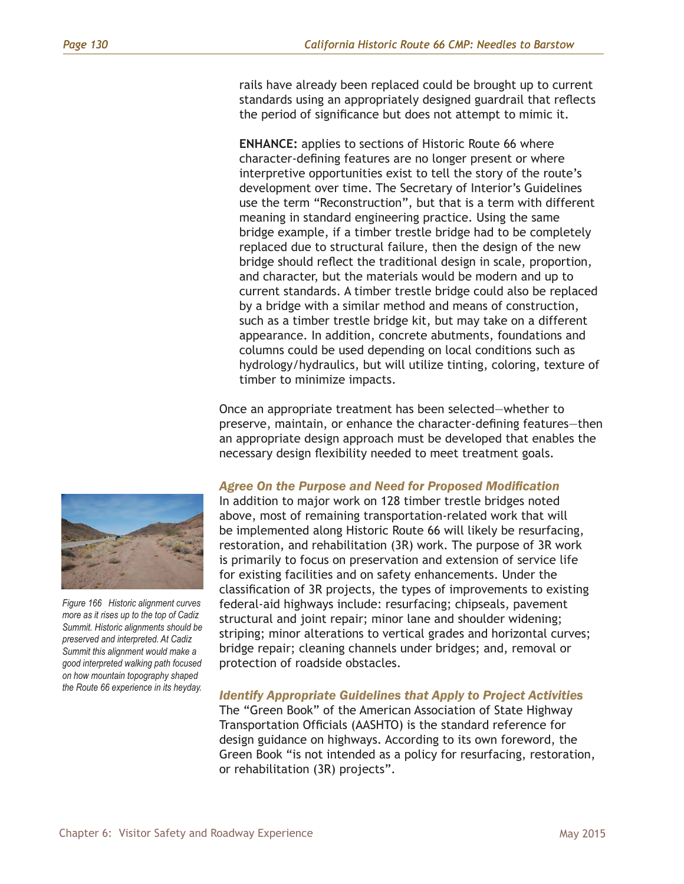rails have already been replaced could be brought up to current standards using an appropriately designed guardrail that reflects the period of significance but does not attempt to mimic it.

**ENHANCE:** applies to sections of Historic Route 66 where character-defining features are no longer present or where interpretive opportunities exist to tell the story of the route's development over time. The Secretary of Interior's Guidelines use the term "Reconstruction", but that is a term with different meaning in standard engineering practice. Using the same bridge example, if a timber trestle bridge had to be completely replaced due to structural failure, then the design of the new bridge should reflect the traditional design in scale, proportion, and character, but the materials would be modern and up to current standards. A timber trestle bridge could also be replaced by a bridge with a similar method and means of construction, such as a timber trestle bridge kit, but may take on a different appearance. In addition, concrete abutments, foundations and columns could be used depending on local conditions such as hydrology/hydraulics, but will utilize tinting, coloring, texture of timber to minimize impacts.

Once an appropriate treatment has been selected—whether to preserve, maintain, or enhance the character-defining features—then an appropriate design approach must be developed that enables the necessary design flexibility needed to meet treatment goals.

*Figure 166 Historic alignment curves more as it rises up to the top of Cadiz Summit. Historic alignments should be preserved and interpreted. At Cadiz Summit this alignment would make a good interpreted walking path focused on how mountain topography shaped the Route 66 experience in its heyday.*

### *Agree On the Purpose and Need for Proposed Modification*

In addition to major work on 128 timber trestle bridges noted above, most of remaining transportation-related work that will be implemented along Historic Route 66 will likely be resurfacing, restoration, and rehabilitation (3R) work. The purpose of 3R work is primarily to focus on preservation and extension of service life for existing facilities and on safety enhancements. Under the classification of 3R projects, the types of improvements to existing federal-aid highways include: resurfacing; chipseals, pavement structural and joint repair; minor lane and shoulder widening; striping; minor alterations to vertical grades and horizontal curves; bridge repair; cleaning channels under bridges; and, removal or protection of roadside obstacles.

### *Identify Appropriate Guidelines that Apply to Project Activities*

The "Green Book" of the American Association of State Highway Transportation Officials (AASHTO) is the standard reference for design guidance on highways. According to its own foreword, the Green Book "is not intended as a policy for resurfacing, restoration, or rehabilitation (3R) projects".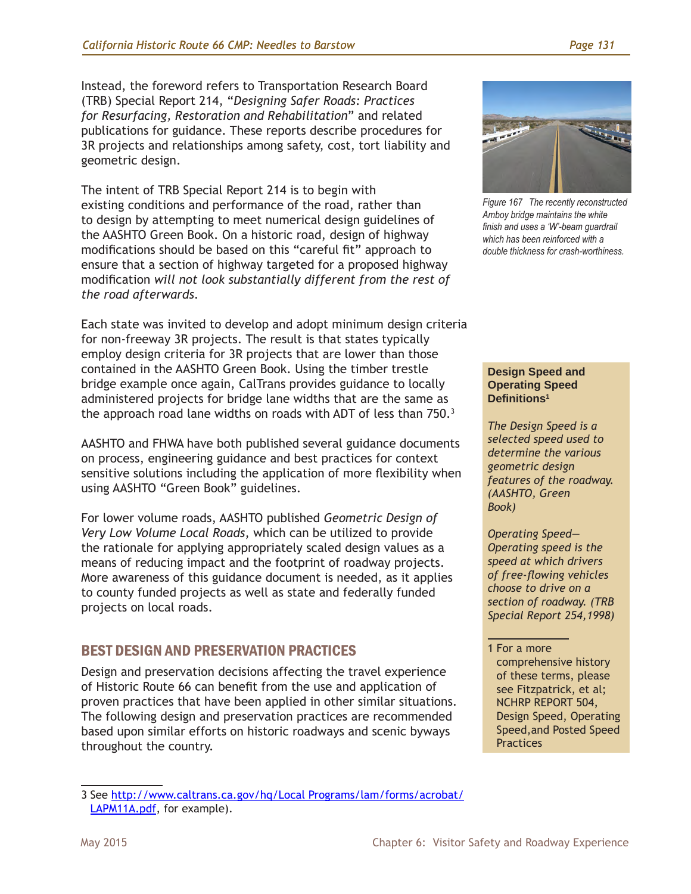Instead, the foreword refers to Transportation Research Board (TRB) Special Report 214, "*Designing Safer Roads: Practices for Resurfacing, Restoration and Rehabilitation*" and related publications for guidance. These reports describe procedures for 3R projects and relationships among safety, cost, tort liability and geometric design.

The intent of TRB Special Report 214 is to begin with existing conditions and performance of the road, rather than to design by attempting to meet numerical design guidelines of the AASHTO Green Book. On a historic road, design of highway modifications should be based on this "careful fit" approach to ensure that a section of highway targeted for a proposed highway modification *will not look substantially different from the rest of the road afterwards*.

Each state was invited to develop and adopt minimum design criteria for non-freeway 3R projects. The result is that states typically employ design criteria for 3R projects that are lower than those contained in the AASHTO Green Book. Using the timber trestle bridge example once again, CalTrans provides guidance to locally administered projects for bridge lane widths that are the same as the approach road lane widths on roads with ADT of less than 750.[3]

AASHTO and FHWA have both published several guidance documents on process, engineering guidance and best practices for context sensitive solutions including the application of more flexibility when using AASHTO "Green Book" guidelines.

For lower volume roads, AASHTO published *Geometric Design of Very Low Volume Local Roads*, which can be utilized to provide the rationale for applying appropriately scaled design values as a means of reducing impact and the footprint of roadway projects. More awareness of this guidance document is needed, as it applies to county funded projects as well as state and federally funded projects on local roads.

## BEST DESIGN AND PRESERVATION PRACTICES

Design and preservation decisions affecting the travel experience of Historic Route 66 can benefit from the use and application of proven practices that have been applied in other similar situations. The following design and preservation practices are recommended based upon similar efforts on historic roadways and scenic byways throughout the country.

*Figure 167 The recently reconstructed Amboy bridge maintains the white finish and uses a 'W'-beam guardrail which has been reinforced with a double thickness for crash-worthiness.*

**Design Speed and Operating Speed Definitions**[1]

*The Design Speed is a selected speed used to determine the various geometric design features of the roadway. (AASHTO, Green Book)*

*Operating Speed—Operating speed is the speed at which drivers of free-flowing vehicles choose to drive on a section of roadway. (TRB Special Report 254,1998)*

1 For a more comprehensive history of these terms, please see Fitzpatrick, et al; NCHRP REPORT 504, Design Speed, Operating Speed,and Posted Speed Practices

3 See http://www.caltrans.ca.gov/hq/Local Programs/lam/forms/acrobat/LAPM11A.pdf, for example).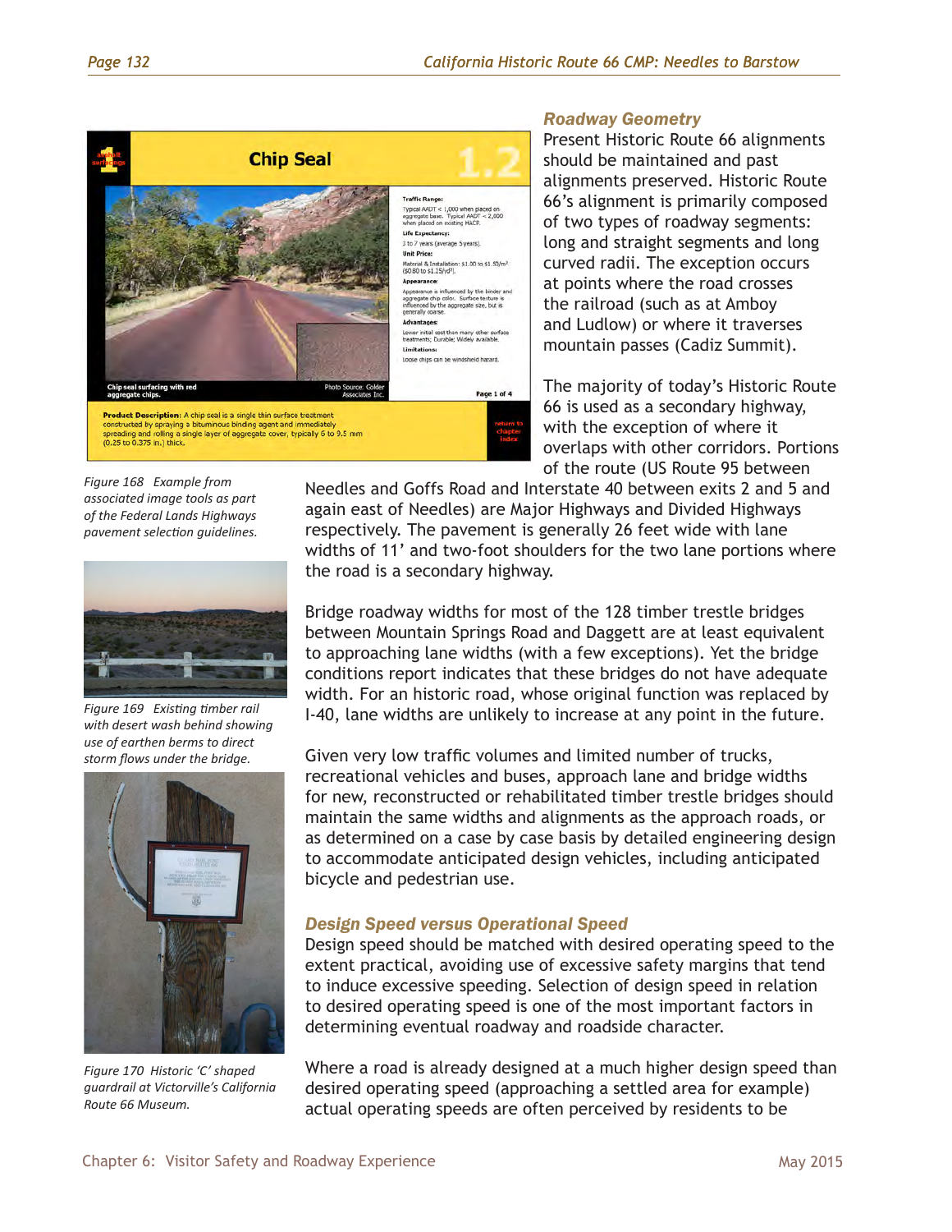Figure 168 Example from associated image tools as part of the Federal Lands Highways pavement selection guidelines.

Figure 169 Existing timber rail with desert wash behind showing use of earthen berms to direct storm flows under the bridge.

Figure 170 Historic 'C' shaped guardrail at Victorville's California Route 66 Museum.

### Roadway Geometry

Present Historic Route 66 alignments should be maintained and past alignments preserved. Historic Route 66's alignment is primarily composed of two types of roadway segments: long and straight segments and long curved radii. The exception occurs at points where the road crosses the railroad (such as at Amboy and Ludlow) or where it traverses mountain passes (Cadiz Summit).

The majority of today's Historic Route 66 is used as a secondary highway, with the exception of where it overlaps with other corridors. Portions of the route (US Route 95 between Needles and Goffs Road and Interstate 40 between exits 2 and 5 and again east of Needles) are Major Highways and Divided Highways respectively. The pavement is generally 26 feet wide with lane widths of 11' and two-foot shoulders for the two lane portions where the road is a secondary highway.

Bridge roadway widths for most of the 128 timber trestle bridges between Mountain Springs Road and Daggett are at least equivalent to approaching lane widths (with a few exceptions). Yet the bridge conditions report indicates that these bridges do not have adequate width. For an historic road, whose original function was replaced by I-40, lane widths are unlikely to increase at any point in the future.

Given very low traffic volumes and limited number of trucks, recreational vehicles and buses, approach lane and bridge widths for new, reconstructed or rehabilitated timber trestle bridges should maintain the same widths and alignments as the approach roads, or as determined on a case by case basis by detailed engineering design to accommodate anticipated design vehicles, including anticipated bicycle and pedestrian use.

### Design Speed versus Operational Speed

Design speed should be matched with desired operating speed to the extent practical, avoiding use of excessive safety margins that tend to induce excessive speeding. Selection of design speed in relation to desired operating speed is one of the most important factors in determining eventual roadway and roadside character.

Where a road is already designed at a much higher design speed than desired operating speed (approaching a settled area for example) actual operating speeds are often perceived by residents to be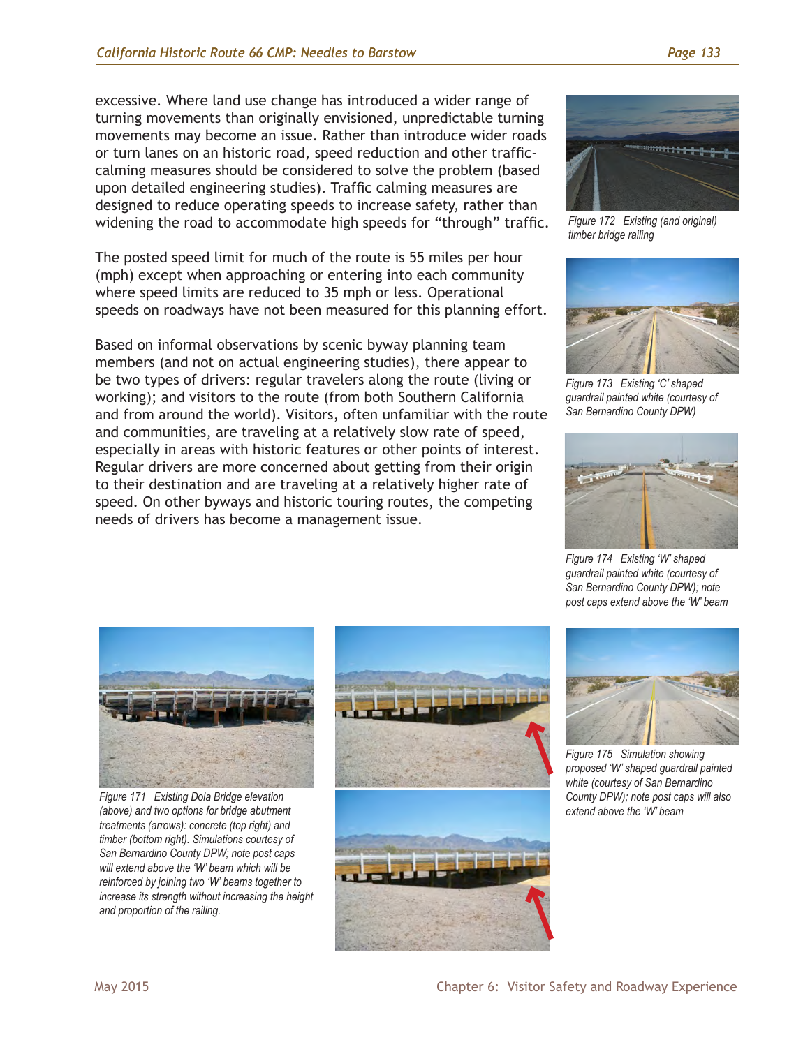excessive. Where land use change has introduced a wider range of turning movements than originally envisioned, unpredictable turning movements may become an issue. Rather than introduce wider roads or turn lanes on an historic road, speed reduction and other traffic-calming measures should be considered to solve the problem (based upon detailed engineering studies). Traffic calming measures are designed to reduce operating speeds to increase safety, rather than widening the road to accommodate high speeds for "through" traffic.

The posted speed limit for much of the route is 55 miles per hour (mph) except when approaching or entering into each community where speed limits are reduced to 35 mph or less. Operational speeds on roadways have not been measured for this planning effort.

Based on informal observations by scenic byway planning team members (and not on actual engineering studies), there appear to be two types of drivers: regular travelers along the route (living or working); and visitors to the route (from both Southern California and from around the world). Visitors, often unfamiliar with the route and communities, are traveling at a relatively slow rate of speed, especially in areas with historic features or other points of interest. Regular drivers are more concerned about getting from their origin to their destination and are traveling at a relatively higher rate of speed. On other byways and historic touring routes, the competing needs of drivers has become a management issue.

*Figure 172 Existing (and original) timber bridge railing*

*Figure 173 Existing 'C' shaped guardrail painted white (courtesy of San Bernardino County DPW)*

*Figure 174 Existing 'W' shaped guardrail painted white (courtesy of San Bernardino County DPW); note post caps extend above the 'W' beam*

*Figure 171 Existing Dola Bridge elevation (above) and two options for bridge abutment treatments (arrows): concrete (top right) and timber (bottom right). Simulations courtesy of San Bernardino County DPW; note post caps will extend above the 'W' beam which will be reinforced by joining two 'W' beams together to increase its strength without increasing the height and proportion of the railing.*

*Figure 175 Simulation showing proposed 'W' shaped guardrail painted white (courtesy of San Bernardino County DPW); note post caps will also extend above the 'W' beam*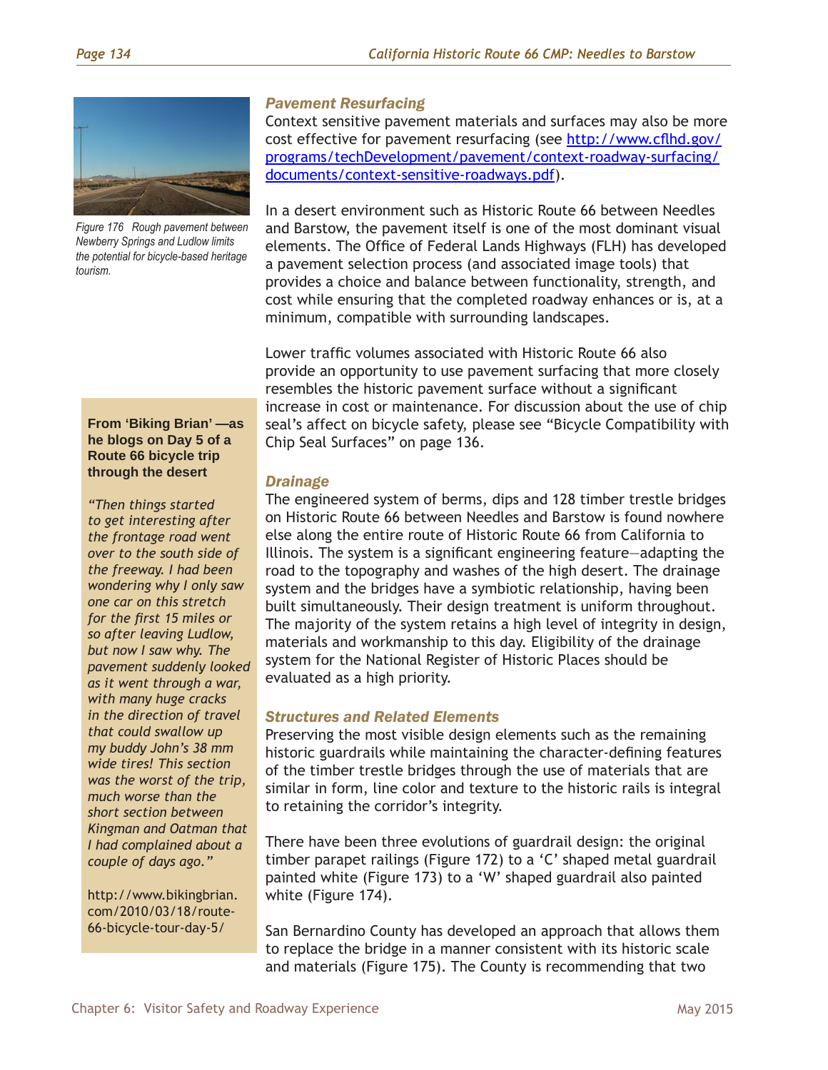Figure 176 Rough pavement between Newberry Springs and Ludlow limits the potential for bicycle-based heritage tourism.

### Pavement Resurfacing

Context sensitive pavement materials and surfaces may also be more cost effective for pavement resurfacing (see http://www.cflhd.gov/programs/techDevelopment/pavement/context-roadway-surfacing/documents/context-sensitive-roadways.pdf).

In a desert environment such as Historic Route 66 between Needles and Barstow, the pavement itself is one of the most dominant visual elements. The Office of Federal Lands Highways (FLH) has developed a pavement selection process (and associated image tools) that provides a choice and balance between functionality, strength, and cost while ensuring that the completed roadway enhances or is, at a minimum, compatible with surrounding landscapes.

Lower traffic volumes associated with Historic Route 66 also provide an opportunity to use pavement surfacing that more closely resembles the historic pavement surface without a significant increase in cost or maintenance. For discussion about the use of chip seal's affect on bicycle safety, please see "Bicycle Compatibility with Chip Seal Surfaces" on page 136.

**From 'Biking Brian' —as he blogs on Day 5 of a Route 66 bicycle trip through the desert**

*"Then things started to get interesting after the frontage road went over to the south side of the freeway. I had been wondering why I only saw one car on this stretch for the first 15 miles or so after leaving Ludlow, but now I saw why. The pavement suddenly looked as it went through a war, with many huge cracks in the direction of travel that could swallow up my buddy John's 38 mm wide tires! This section was the worst of the trip, much worse than the short section between Kingman and Oatman that I had complained about a couple of days ago."*

http://www.bikingbrian.com/2010/03/18/route-66-bicycle-tour-day-5/

### Drainage

The engineered system of berms, dips and 128 timber trestle bridges on Historic Route 66 between Needles and Barstow is found nowhere else along the entire route of Historic Route 66 from California to Illinois. The system is a significant engineering feature—adapting the road to the topography and washes of the high desert. The drainage system and the bridges have a symbiotic relationship, having been built simultaneously. Their design treatment is uniform throughout. The majority of the system retains a high level of integrity in design, materials and workmanship to this day. Eligibility of the drainage system for the National Register of Historic Places should be evaluated as a high priority.

### Structures and Related Elements

Preserving the most visible design elements such as the remaining historic guardrails while maintaining the character-defining features of the timber trestle bridges through the use of materials that are similar in form, line color and texture to the historic rails is integral to retaining the corridor's integrity.

There have been three evolutions of guardrail design: the original timber parapet railings (Figure 172) to a 'C' shaped metal guardrail painted white (Figure 173) to a 'W' shaped guardrail also painted white (Figure 174).

San Bernardino County has developed an approach that allows them to replace the bridge in a manner consistent with its historic scale and materials (Figure 175). The County is recommending that two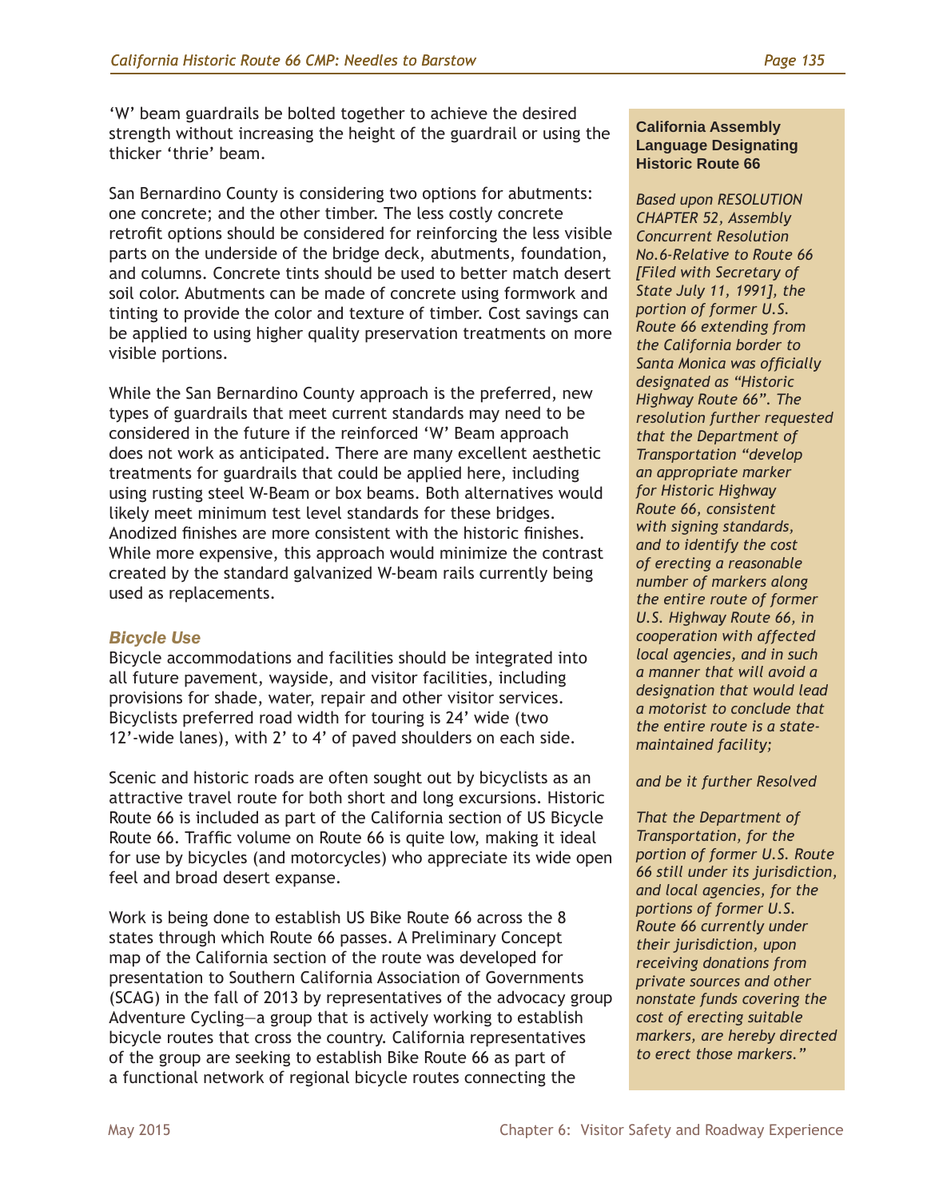'W' beam guardrails be bolted together to achieve the desired strength without increasing the height of the guardrail or using the thicker 'thrie' beam.

San Bernardino County is considering two options for abutments: one concrete; and the other timber. The less costly concrete retrofit options should be considered for reinforcing the less visible parts on the underside of the bridge deck, abutments, foundation, and columns. Concrete tints should be used to better match desert soil color. Abutments can be made of concrete using formwork and tinting to provide the color and texture of timber. Cost savings can be applied to using higher quality preservation treatments on more visible portions.

While the San Bernardino County approach is the preferred, new types of guardrails that meet current standards may need to be considered in the future if the reinforced 'W' Beam approach does not work as anticipated. There are many excellent aesthetic treatments for guardrails that could be applied here, including using rusting steel W-Beam or box beams. Both alternatives would likely meet minimum test level standards for these bridges. Anodized finishes are more consistent with the historic finishes. While more expensive, this approach would minimize the contrast created by the standard galvanized W-beam rails currently being used as replacements.

### *Bicycle Use*

Bicycle accommodations and facilities should be integrated into all future pavement, wayside, and visitor facilities, including provisions for shade, water, repair and other visitor services. Bicyclists preferred road width for touring is 24' wide (two 12'-wide lanes), with 2' to 4' of paved shoulders on each side.

Scenic and historic roads are often sought out by bicyclists as an attractive travel route for both short and long excursions. Historic Route 66 is included as part of the California section of US Bicycle Route 66. Traffic volume on Route 66 is quite low, making it ideal for use by bicycles (and motorcycles) who appreciate its wide open feel and broad desert expanse.

Work is being done to establish US Bike Route 66 across the 8 states through which Route 66 passes. A Preliminary Concept map of the California section of the route was developed for presentation to Southern California Association of Governments (SCAG) in the fall of 2013 by representatives of the advocacy group Adventure Cycling—a group that is actively working to establish bicycle routes that cross the country. California representatives of the group are seeking to establish Bike Route 66 as part of a functional network of regional bicycle routes connecting the

**California Assembly Language Designating Historic Route 66**

*Based upon RESOLUTION CHAPTER 52, Assembly Concurrent Resolution No.6-Relative to Route 66 [Filed with Secretary of State July 11, 1991], the portion of former U.S. Route 66 extending from the California border to Santa Monica was officially designated as "Historic Highway Route 66". The resolution further requested that the Department of Transportation "develop an appropriate marker for Historic Highway Route 66, consistent with signing standards, and to identify the cost of erecting a reasonable number of markers along the entire route of former U.S. Highway Route 66, in cooperation with affected local agencies, and in such a manner that will avoid a designation that would lead a motorist to conclude that the entire route is a state-maintained facility;*

*and be it further Resolved*

*That the Department of Transportation, for the portion of former U.S. Route 66 still under its jurisdiction, and local agencies, for the portions of former U.S. Route 66 currently under their jurisdiction, upon receiving donations from private sources and other nonstate funds covering the cost of erecting suitable markers, are hereby directed to erect those markers."*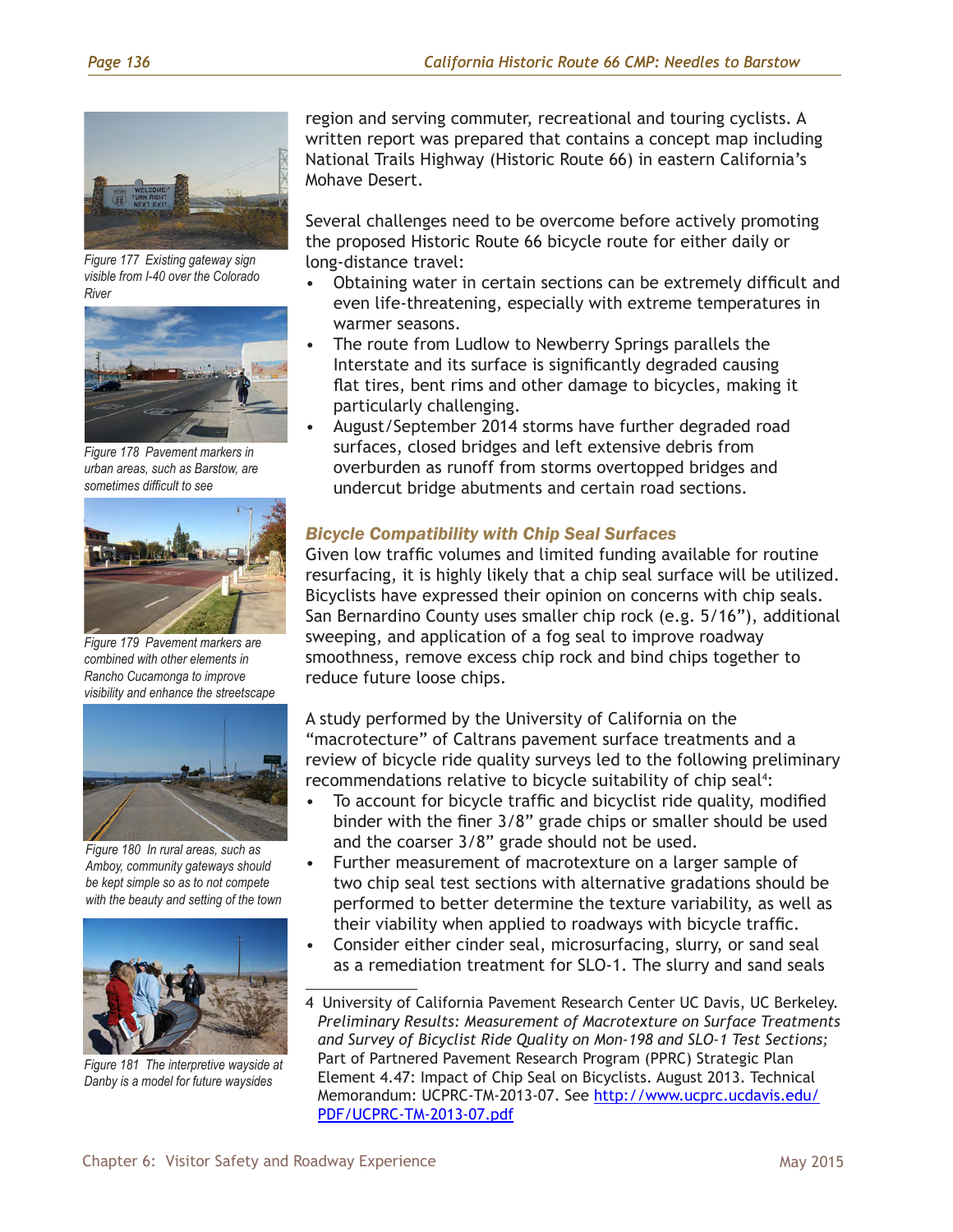Figure 177 Existing gateway sign visible from I-40 over the Colorado River

Figure 178 Pavement markers in urban areas, such as Barstow, are sometimes difficult to see

Figure 179 Pavement markers are combined with other elements in Rancho Cucamonga to improve visibility and enhance the streetscape

Figure 180 In rural areas, such as Amboy, community gateways should be kept simple so as to not compete with the beauty and setting of the town

Figure 181 The interpretive wayside at Danby is a model for future waysides

region and serving commuter, recreational and touring cyclists. A written report was prepared that contains a concept map including National Trails Highway (Historic Route 66) in eastern California's Mohave Desert.

Several challenges need to be overcome before actively promoting the proposed Historic Route 66 bicycle route for either daily or long-distance travel:

- Obtaining water in certain sections can be extremely difficult and even life-threatening, especially with extreme temperatures in warmer seasons.
- The route from Ludlow to Newberry Springs parallels the Interstate and its surface is significantly degraded causing flat tires, bent rims and other damage to bicycles, making it particularly challenging.
- August/September 2014 storms have further degraded road surfaces, closed bridges and left extensive debris from overburden as runoff from storms overtopped bridges and undercut bridge abutments and certain road sections.

### Bicycle Compatibility with Chip Seal Surfaces

Given low traffic volumes and limited funding available for routine resurfacing, it is highly likely that a chip seal surface will be utilized. Bicyclists have expressed their opinion on concerns with chip seals. San Bernardino County uses smaller chip rock (e.g. 5/16"), additional sweeping, and application of a fog seal to improve roadway smoothness, remove excess chip rock and bind chips together to reduce future loose chips.

A study performed by the University of California on the "macrotecture" of Caltrans pavement surface treatments and a review of bicycle ride quality surveys led to the following preliminary recommendations relative to bicycle suitability of chip seal[4]:

- To account for bicycle traffic and bicyclist ride quality, modified binder with the finer 3/8" grade chips or smaller should be used and the coarser 3/8" grade should not be used.
- Further measurement of macrotexture on a larger sample of two chip seal test sections with alternative gradations should be performed to better determine the texture variability, as well as their viability when applied to roadways with bicycle traffic.
- Consider either cinder seal, microsurfacing, slurry, or sand seal as a remediation treatment for SLO-1. The slurry and sand seals

---

4 University of California Pavement Research Center UC Davis, UC Berkeley. *Preliminary Results: Measurement of Macrotexture on Surface Treatments and Survey of Bicyclist Ride Quality on Mon-198 and SLO-1 Test Sections;* Part of Partnered Pavement Research Program (PPRC) Strategic Plan Element 4.47: Impact of Chip Seal on Bicyclists. August 2013. Technical Memorandum: UCPRC-TM-2013-07. See http://www.ucprc.ucdavis.edu/PDF/UCPRC-TM-2013-07.pdf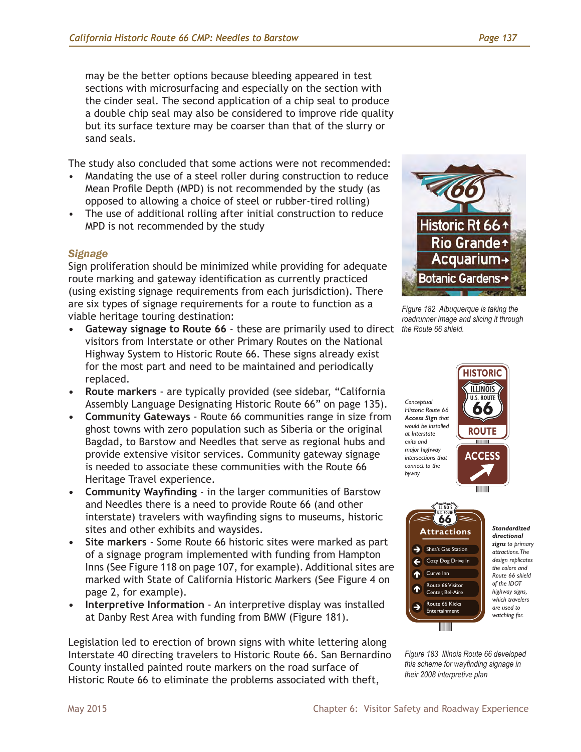may be the better options because bleeding appeared in test sections with microsurfacing and especially on the section with the cinder seal. The second application of a chip seal to produce a double chip seal may also be considered to improve ride quality but its surface texture may be coarser than that of the slurry or sand seals.

The study also concluded that some actions were not recommended:

- Mandating the use of a steel roller during construction to reduce Mean Profile Depth (MPD) is not recommended by the study (as opposed to allowing a choice of steel or rubber-tired rolling)
- The use of additional rolling after initial construction to reduce MPD is not recommended by the study

### *Signage*

Sign proliferation should be minimized while providing for adequate route marking and gateway identification as currently practiced (using existing signage requirements from each jurisdiction). There are six types of signage requirements for a route to function as a viable heritage touring destination:

- **Gateway signage to Route 66** - these are primarily used to direct visitors from Interstate or other Primary Routes on the National Highway System to Historic Route 66. These signs already exist for the most part and need to be maintained and periodically replaced.
- **Route markers** - are typically provided (see sidebar, "California Assembly Language Designating Historic Route 66" on page 135).
- **Community Gateways** - Route 66 communities range in size from ghost towns with zero population such as Siberia or the original Bagdad, to Barstow and Needles that serve as regional hubs and provide extensive visitor services. Community gateway signage is needed to associate these communities with the Route 66 Heritage Travel experience.
- **Community Wayfinding** - in the larger communities of Barstow and Needles there is a need to provide Route 66 (and other interstate) travelers with wayfinding signs to museums, historic sites and other exhibits and waysides.
- **Site markers** - Some Route 66 historic sites were marked as part of a signage program implemented with funding from Hampton Inns (See Figure 118 on page 107, for example). Additional sites are marked with State of California Historic Markers (See Figure 4 on page 2, for example).
- **Interpretive Information** - An interpretive display was installed at Danby Rest Area with funding from BMW (Figure 181).

Legislation led to erection of brown signs with white lettering along Interstate 40 directing travelers to Historic Route 66. San Bernardino County installed painted route markers on the road surface of Historic Route 66 to eliminate the problems associated with theft,

*Figure 182 Albuquerque is taking the roadrunner image and slicing it through the Route 66 shield.*

*Conceptual Historic Route 66 **Access Sign** that would be installed at Interstate exits and major highway intersections that connect to the byway.*

***Standardized directional signs** to primary attractions. The design replicates the colors and Route 66 shield of the IDOT highway signs, which travelers are used to watching for.*

*Figure 183 Illinois Route 66 developed this scheme for wayfinding signage in their 2008 interpretive plan*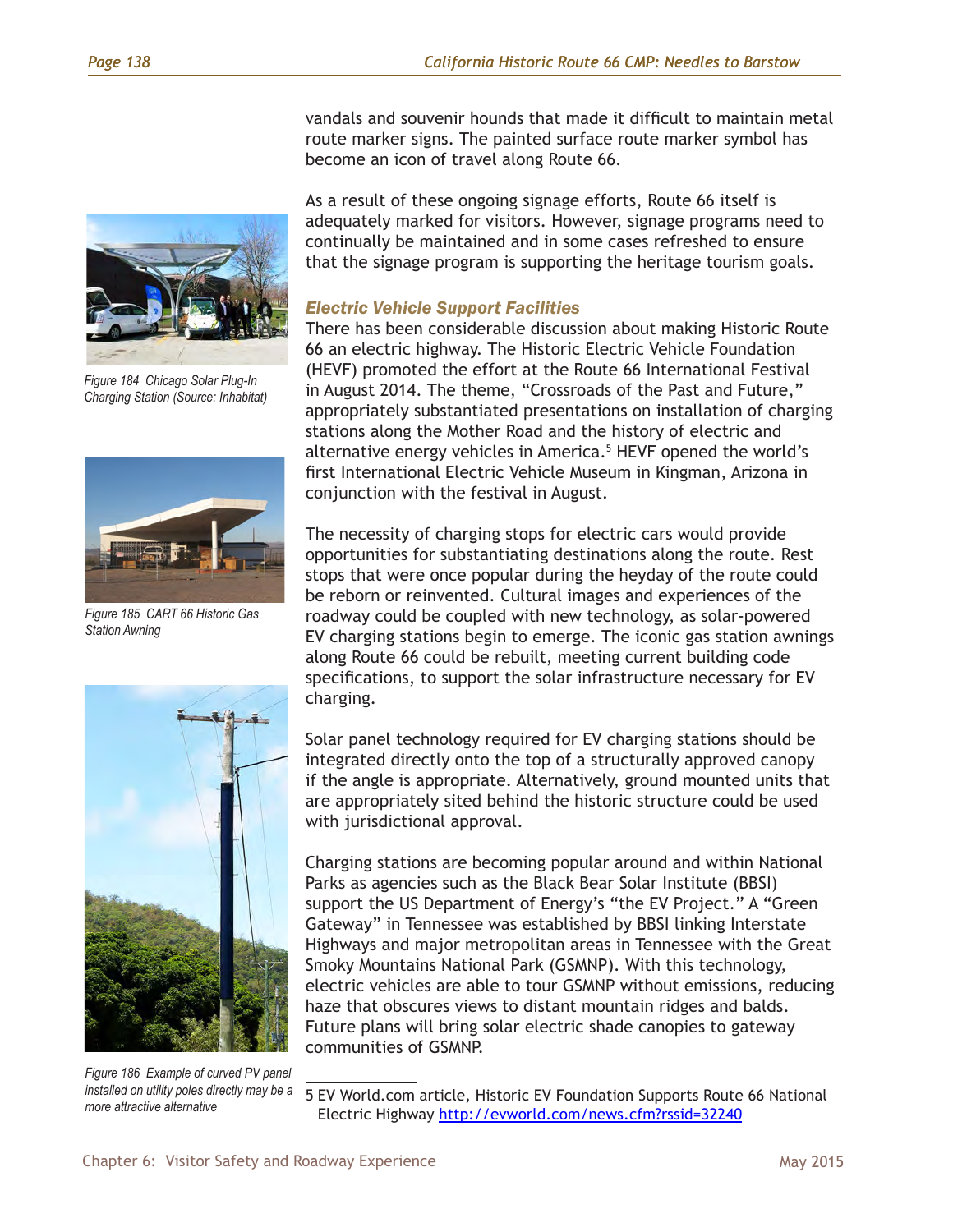vandals and souvenir hounds that made it difficult to maintain metal route marker signs. The painted surface route marker symbol has become an icon of travel along Route 66.

As a result of these ongoing signage efforts, Route 66 itself is adequately marked for visitors. However, signage programs need to continually be maintained and in some cases refreshed to ensure that the signage program is supporting the heritage tourism goals.

Figure 184 Chicago Solar Plug-In Charging Station (Source: Inhabitat)

Figure 185 CART 66 Historic Gas Station Awning

Figure 186 Example of curved PV panel installed on utility poles directly may be a more attractive alternative

### *Electric Vehicle Support Facilities*

There has been considerable discussion about making Historic Route 66 an electric highway. The Historic Electric Vehicle Foundation (HEVF) promoted the effort at the Route 66 International Festival in August 2014. The theme, "Crossroads of the Past and Future," appropriately substantiated presentations on installation of charging stations along the Mother Road and the history of electric and alternative energy vehicles in America.[5] HEVF opened the world's first International Electric Vehicle Museum in Kingman, Arizona in conjunction with the festival in August.

The necessity of charging stops for electric cars would provide opportunities for substantiating destinations along the route. Rest stops that were once popular during the heyday of the route could be reborn or reinvented. Cultural images and experiences of the roadway could be coupled with new technology, as solar-powered EV charging stations begin to emerge. The iconic gas station awnings along Route 66 could be rebuilt, meeting current building code specifications, to support the solar infrastructure necessary for EV charging.

Solar panel technology required for EV charging stations should be integrated directly onto the top of a structurally approved canopy if the angle is appropriate. Alternatively, ground mounted units that are appropriately sited behind the historic structure could be used with jurisdictional approval.

Charging stations are becoming popular around and within National Parks as agencies such as the Black Bear Solar Institute (BBSI) support the US Department of Energy's "the EV Project." A "Green Gateway" in Tennessee was established by BBSI linking Interstate Highways and major metropolitan areas in Tennessee with the Great Smoky Mountains National Park (GSMNP). With this technology, electric vehicles are able to tour GSMNP without emissions, reducing haze that obscures views to distant mountain ridges and balds. Future plans will bring solar electric shade canopies to gateway communities of GSMNP.

---

5 EV World.com article, Historic EV Foundation Supports Route 66 National Electric Highway http://evworld.com/news.cfm?rssid=32240